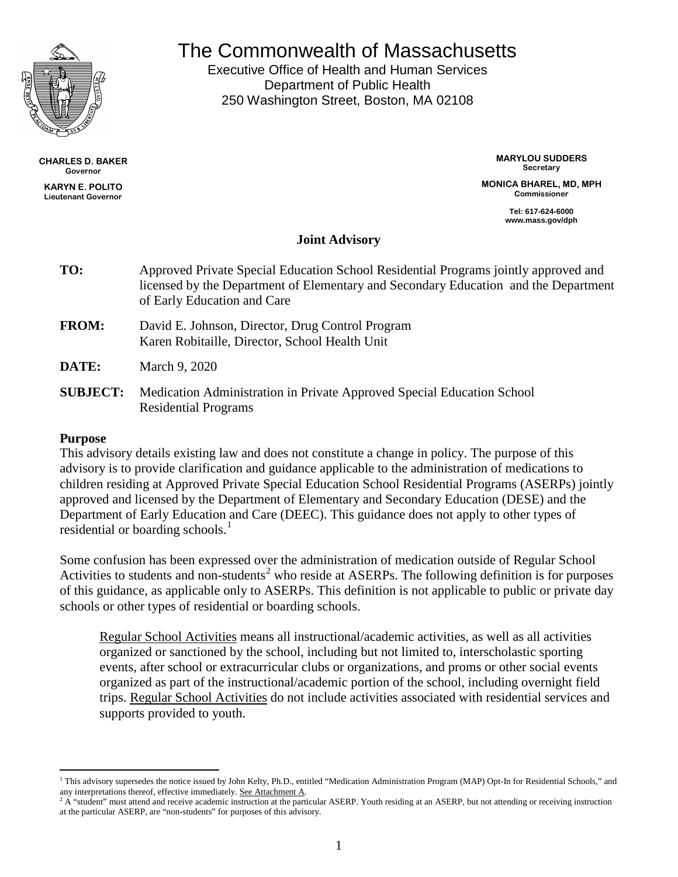# The Commonwealth of Massachusetts

Executive Office of Health and Human Services
Department of Public Health
250 Washington Street, Boston, MA 02108

**CHARLES D. BAKER**
Governor

**KARYN E. POLITO**
Lieutenant Governor

**MARYLOU SUDDERS**
Secretary

**MONICA BHAREL, MD, MPH**
Commissioner

Tel: 617-624-6000
www.mass.gov/dph

**Joint Advisory**

**TO:** Approved Private Special Education School Residential Programs jointly approved and licensed by the Department of Elementary and Secondary Education and the Department of Early Education and Care

**FROM:** David E. Johnson, Director, Drug Control Program
Karen Robitaille, Director, School Health Unit

**DATE:** March 9, 2020

**SUBJECT:** Medication Administration in Private Approved Special Education School Residential Programs

**Purpose**

This advisory details existing law and does not constitute a change in policy. The purpose of this advisory is to provide clarification and guidance applicable to the administration of medications to children residing at Approved Private Special Education School Residential Programs (ASERPs) jointly approved and licensed by the Department of Elementary and Secondary Education (DESE) and the Department of Early Education and Care (DEEC). This guidance does not apply to other types of residential or boarding schools.[1]

Some confusion has been expressed over the administration of medication outside of Regular School Activities to students and non-students[2] who reside at ASERPs. The following definition is for purposes of this guidance, as applicable only to ASERPs. This definition is not applicable to public or private day schools or other types of residential or boarding schools.

> Regular School Activities means all instructional/academic activities, as well as all activities organized or sanctioned by the school, including but not limited to, interscholastic sporting events, after school or extracurricular clubs or organizations, and proms or other social events organized as part of the instructional/academic portion of the school, including overnight field trips. Regular School Activities do not include activities associated with residential services and supports provided to youth.

---

[1] This advisory supersedes the notice issued by John Kelty, Ph.D., entitled "Medication Administration Program (MAP) Opt-In for Residential Schools," and any interpretations thereof, effective immediately. See Attachment A.

[2] A "student" must attend and receive academic instruction at the particular ASERP. Youth residing at an ASERP, but not attending or receiving instruction at the particular ASERP, are "non-students" for purposes of this advisory.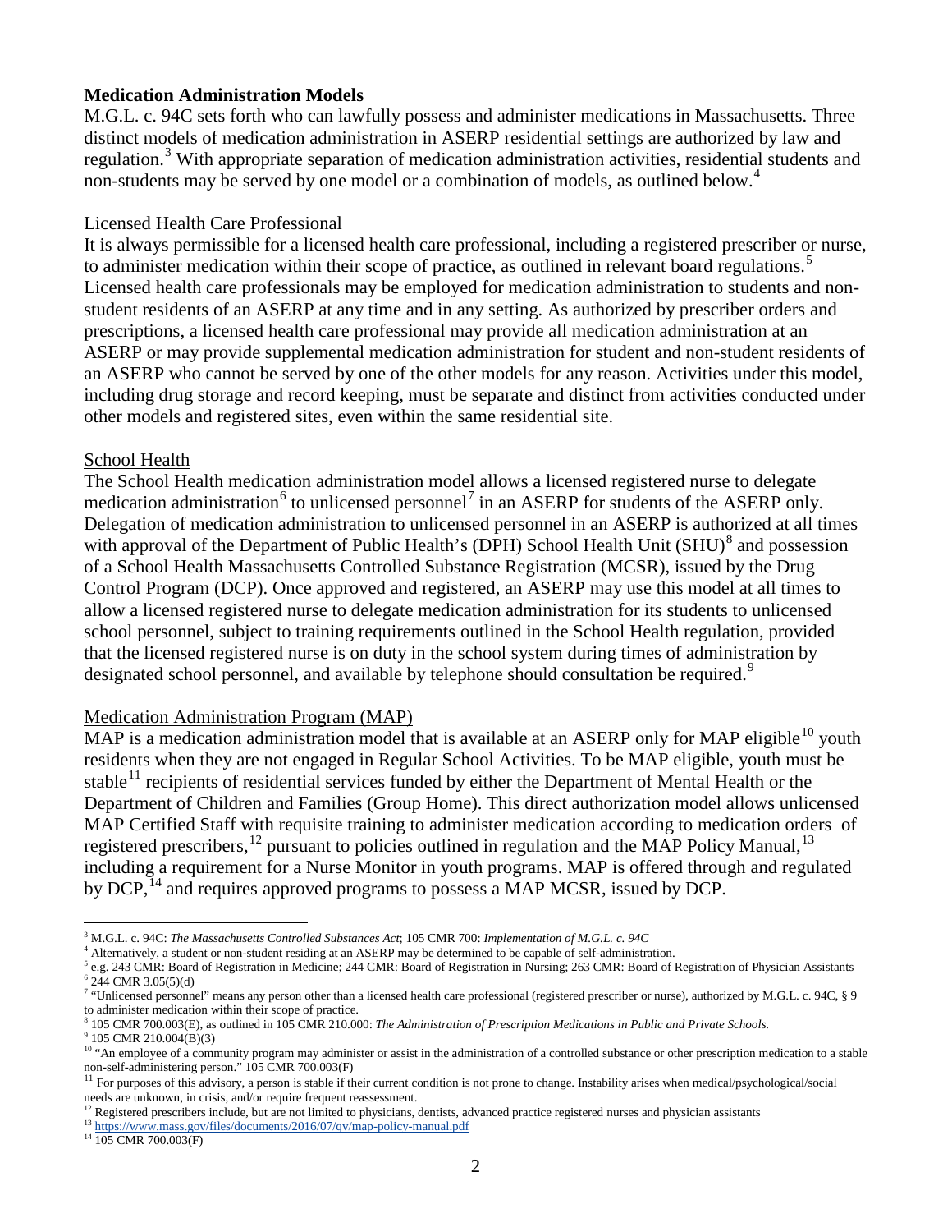**Medication Administration Models**

M.G.L. c. 94C sets forth who can lawfully possess and administer medications in Massachusetts. Three distinct models of medication administration in ASERP residential settings are authorized by law and regulation.[3] With appropriate separation of medication administration activities, residential students and non-students may be served by one model or a combination of models, as outlined below.[4]

Licensed Health Care Professional

It is always permissible for a licensed health care professional, including a registered prescriber or nurse, to administer medication within their scope of practice, as outlined in relevant board regulations.[5] Licensed health care professionals may be employed for medication administration to students and non-student residents of an ASERP at any time and in any setting. As authorized by prescriber orders and prescriptions, a licensed health care professional may provide all medication administration at an ASERP or may provide supplemental medication administration for student and non-student residents of an ASERP who cannot be served by one of the other models for any reason. Activities under this model, including drug storage and record keeping, must be separate and distinct from activities conducted under other models and registered sites, even within the same residential site.

School Health

The School Health medication administration model allows a licensed registered nurse to delegate medication administration[6] to unlicensed personnel[7] in an ASERP for students of the ASERP only. Delegation of medication administration to unlicensed personnel in an ASERP is authorized at all times with approval of the Department of Public Health's (DPH) School Health Unit (SHU)[8] and possession of a School Health Massachusetts Controlled Substance Registration (MCSR), issued by the Drug Control Program (DCP). Once approved and registered, an ASERP may use this model at all times to allow a licensed registered nurse to delegate medication administration for its students to unlicensed school personnel, subject to training requirements outlined in the School Health regulation, provided that the licensed registered nurse is on duty in the school system during times of administration by designated school personnel, and available by telephone should consultation be required.[9]

Medication Administration Program (MAP)

MAP is a medication administration model that is available at an ASERP only for MAP eligible[10] youth residents when they are not engaged in Regular School Activities. To be MAP eligible, youth must be stable[11] recipients of residential services funded by either the Department of Mental Health or the Department of Children and Families (Group Home). This direct authorization model allows unlicensed MAP Certified Staff with requisite training to administer medication according to medication orders of registered prescribers,[12] pursuant to policies outlined in regulation and the MAP Policy Manual,[13] including a requirement for a Nurse Monitor in youth programs. MAP is offered through and regulated by DCP,[14] and requires approved programs to possess a MAP MCSR, issued by DCP.

---

[3] M.G.L. c. 94C: *The Massachusetts Controlled Substances Act*; 105 CMR 700: *Implementation of M.G.L. c. 94C*

[4] Alternatively, a student or non-student residing at an ASERP may be determined to be capable of self-administration.

[5] e.g. 243 CMR: Board of Registration in Medicine; 244 CMR: Board of Registration in Nursing; 263 CMR: Board of Registration of Physician Assistants

[6] 244 CMR 3.05(5)(d)

[7] "Unlicensed personnel" means any person other than a licensed health care professional (registered prescriber or nurse), authorized by M.G.L. c. 94C, § 9 to administer medication within their scope of practice.

[8] 105 CMR 700.003(E), as outlined in 105 CMR 210.000: *The Administration of Prescription Medications in Public and Private Schools.*

[9] 105 CMR 210.004(B)(3)

[10] "An employee of a community program may administer or assist in the administration of a controlled substance or other prescription medication to a stable non-self-administering person." 105 CMR 700.003(F)

[11] For purposes of this advisory, a person is stable if their current condition is not prone to change. Instability arises when medical/psychological/social needs are unknown, in crisis, and/or require frequent reassessment.

[12] Registered prescribers include, but are not limited to physicians, dentists, advanced practice registered nurses and physician assistants

[13] https://www.mass.gov/files/documents/2016/07/qv/map-policy-manual.pdf

[14] 105 CMR 700.003(F)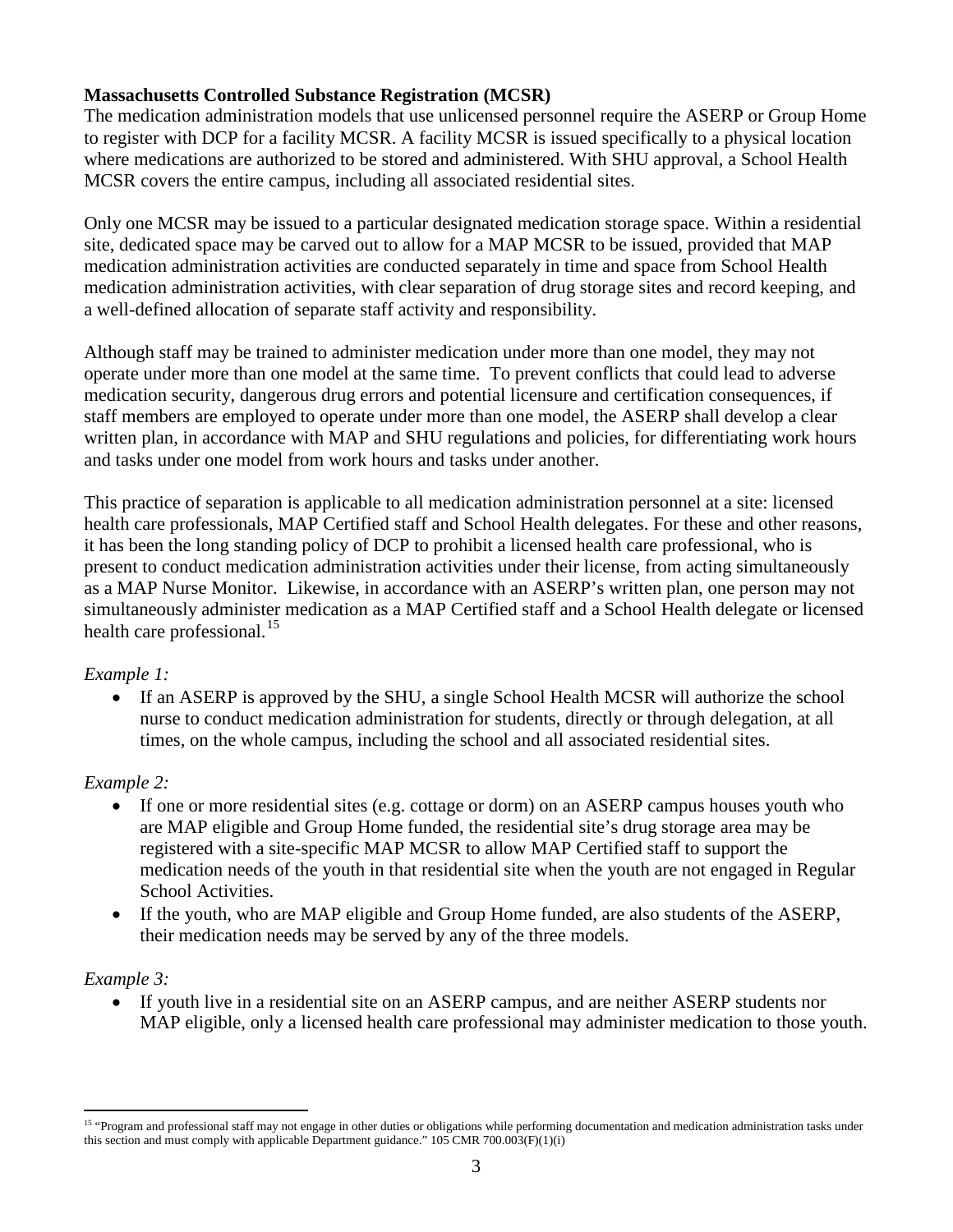**Massachusetts Controlled Substance Registration (MCSR)**

The medication administration models that use unlicensed personnel require the ASERP or Group Home to register with DCP for a facility MCSR. A facility MCSR is issued specifically to a physical location where medications are authorized to be stored and administered. With SHU approval, a School Health MCSR covers the entire campus, including all associated residential sites.

Only one MCSR may be issued to a particular designated medication storage space. Within a residential site, dedicated space may be carved out to allow for a MAP MCSR to be issued, provided that MAP medication administration activities are conducted separately in time and space from School Health medication administration activities, with clear separation of drug storage sites and record keeping, and a well-defined allocation of separate staff activity and responsibility.

Although staff may be trained to administer medication under more than one model, they may not operate under more than one model at the same time. To prevent conflicts that could lead to adverse medication security, dangerous drug errors and potential licensure and certification consequences, if staff members are employed to operate under more than one model, the ASERP shall develop a clear written plan, in accordance with MAP and SHU regulations and policies, for differentiating work hours and tasks under one model from work hours and tasks under another.

This practice of separation is applicable to all medication administration personnel at a site: licensed health care professionals, MAP Certified staff and School Health delegates. For these and other reasons, it has been the long standing policy of DCP to prohibit a licensed health care professional, who is present to conduct medication administration activities under their license, from acting simultaneously as a MAP Nurse Monitor. Likewise, in accordance with an ASERP's written plan, one person may not simultaneously administer medication as a MAP Certified staff and a School Health delegate or licensed health care professional.[15]

*Example 1:*

- If an ASERP is approved by the SHU, a single School Health MCSR will authorize the school nurse to conduct medication administration for students, directly or through delegation, at all times, on the whole campus, including the school and all associated residential sites.

*Example 2:*

- If one or more residential sites (e.g. cottage or dorm) on an ASERP campus houses youth who are MAP eligible and Group Home funded, the residential site's drug storage area may be registered with a site-specific MAP MCSR to allow MAP Certified staff to support the medication needs of the youth in that residential site when the youth are not engaged in Regular School Activities.
- If the youth, who are MAP eligible and Group Home funded, are also students of the ASERP, their medication needs may be served by any of the three models.

*Example 3:*

- If youth live in a residential site on an ASERP campus, and are neither ASERP students nor MAP eligible, only a licensed health care professional may administer medication to those youth.

---

[15] "Program and professional staff may not engage in other duties or obligations while performing documentation and medication administration tasks under this section and must comply with applicable Department guidance." 105 CMR 700.003(F)(1)(i)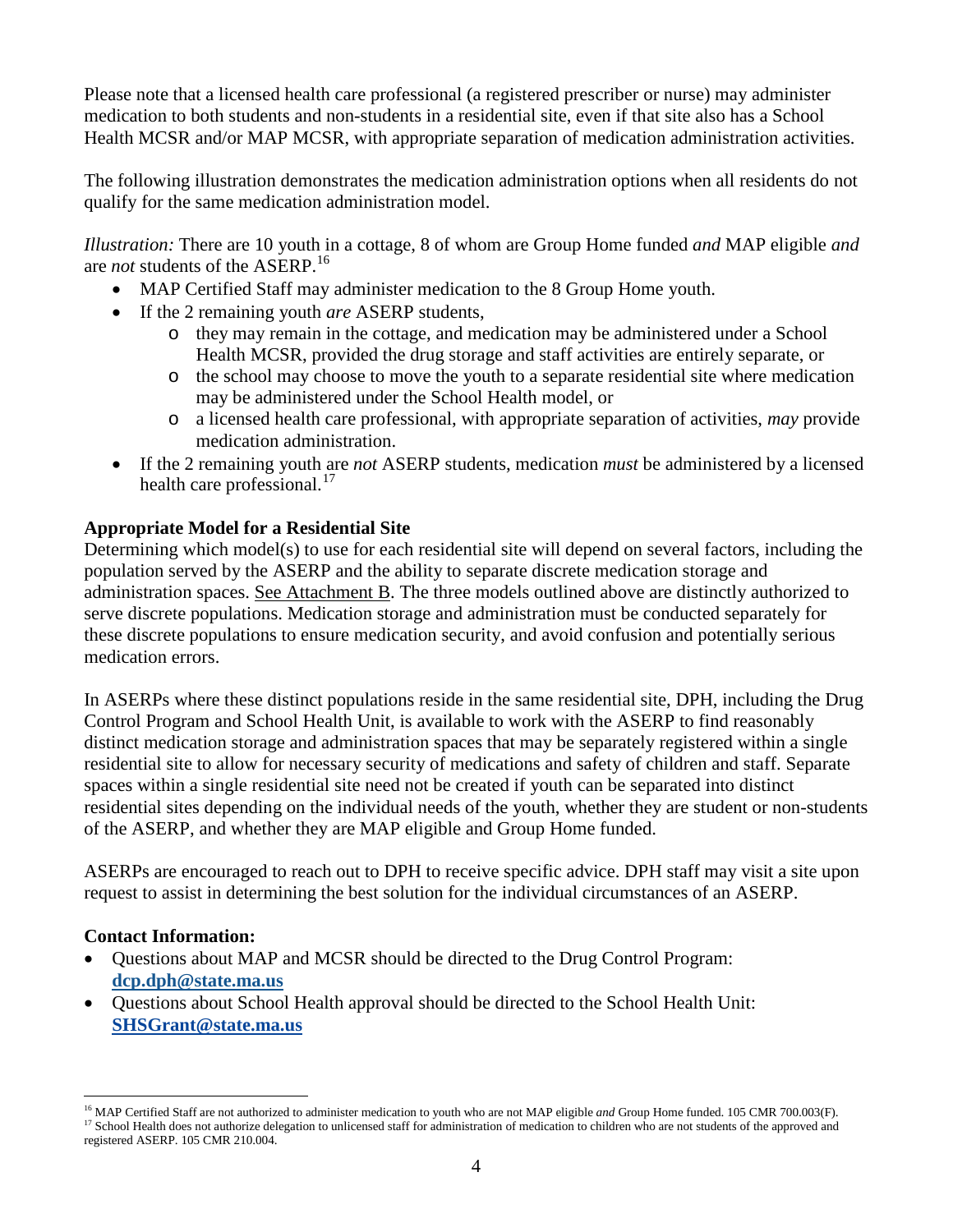Please note that a licensed health care professional (a registered prescriber or nurse) may administer medication to both students and non-students in a residential site, even if that site also has a School Health MCSR and/or MAP MCSR, with appropriate separation of medication administration activities.

The following illustration demonstrates the medication administration options when all residents do not qualify for the same medication administration model.

*Illustration:* There are 10 youth in a cottage, 8 of whom are Group Home funded *and* MAP eligible *and* are *not* students of the ASERP.[16]

- MAP Certified Staff may administer medication to the 8 Group Home youth.
- If the 2 remaining youth *are* ASERP students,
  - they may remain in the cottage, and medication may be administered under a School Health MCSR, provided the drug storage and staff activities are entirely separate, or
  - the school may choose to move the youth to a separate residential site where medication may be administered under the School Health model, or
  - a licensed health care professional, with appropriate separation of activities, *may* provide medication administration.
- If the 2 remaining youth are *not* ASERP students, medication *must* be administered by a licensed health care professional.[17]

**Appropriate Model for a Residential Site**

Determining which model(s) to use for each residential site will depend on several factors, including the population served by the ASERP and the ability to separate discrete medication storage and administration spaces. See Attachment B. The three models outlined above are distinctly authorized to serve discrete populations. Medication storage and administration must be conducted separately for these discrete populations to ensure medication security, and avoid confusion and potentially serious medication errors.

In ASERPs where these distinct populations reside in the same residential site, DPH, including the Drug Control Program and School Health Unit, is available to work with the ASERP to find reasonably distinct medication storage and administration spaces that may be separately registered within a single residential site to allow for necessary security of medications and safety of children and staff. Separate spaces within a single residential site need not be created if youth can be separated into distinct residential sites depending on the individual needs of the youth, whether they are student or non-students of the ASERP, and whether they are MAP eligible and Group Home funded.

ASERPs are encouraged to reach out to DPH to receive specific advice. DPH staff may visit a site upon request to assist in determining the best solution for the individual circumstances of an ASERP.

**Contact Information:**

- Questions about MAP and MCSR should be directed to the Drug Control Program: **dcp.dph@state.ma.us**
- Questions about School Health approval should be directed to the School Health Unit: **SHSGrant@state.ma.us**

---

[16] MAP Certified Staff are not authorized to administer medication to youth who are not MAP eligible *and* Group Home funded. 105 CMR 700.003(F).

[17] School Health does not authorize delegation to unlicensed staff for administration of medication to children who are not students of the approved and registered ASERP. 105 CMR 210.004.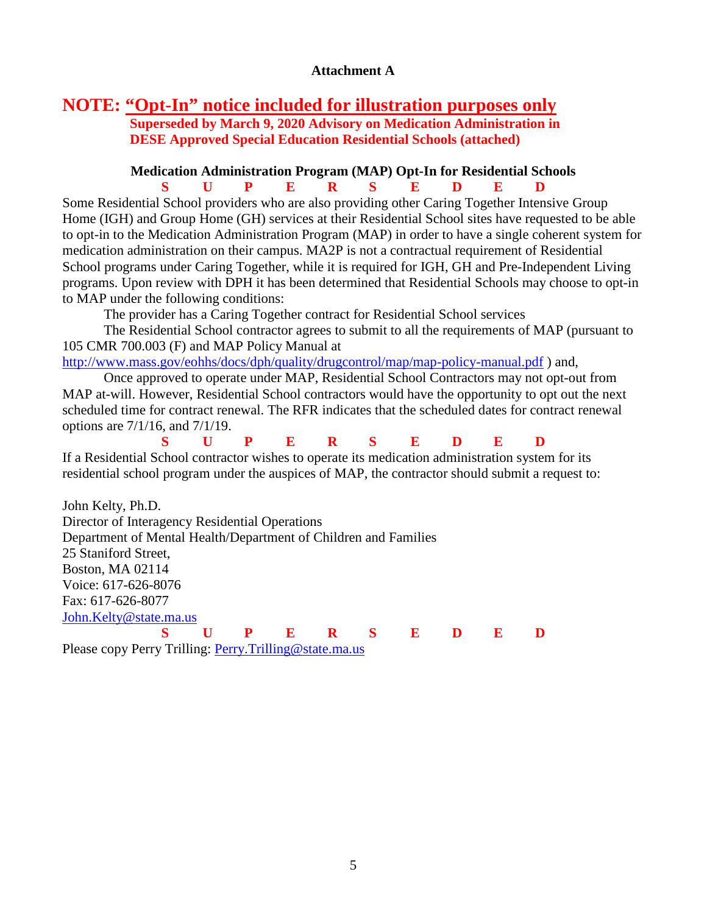**Attachment A**

## NOTE: "Opt-In" notice included for illustration purposes only

**Superseded by March 9, 2020 Advisory on Medication Administration in DESE Approved Special Education Residential Schools (attached)**

### Medication Administration Program (MAP) Opt-In for Residential Schools

**S U P E R S E D E D**

Some Residential School providers who are also providing other Caring Together Intensive Group Home (IGH) and Group Home (GH) services at their Residential School sites have requested to be able to opt-in to the Medication Administration Program (MAP) in order to have a single coherent system for medication administration on their campus. MA2P is not a contractual requirement of Residential School programs under Caring Together, while it is required for IGH, GH and Pre-Independent Living programs. Upon review with DPH it has been determined that Residential Schools may choose to opt-in to MAP under the following conditions:

The provider has a Caring Together contract for Residential School services

The Residential School contractor agrees to submit to all the requirements of MAP (pursuant to 105 CMR 700.003 (F) and MAP Policy Manual at http://www.mass.gov/eohhs/docs/dph/quality/drugcontrol/map/map-policy-manual.pdf ) and,

Once approved to operate under MAP, Residential School Contractors may not opt-out from MAP at-will. However, Residential School contractors would have the opportunity to opt out the next scheduled time for contract renewal. The RFR indicates that the scheduled dates for contract renewal options are 7/1/16, and 7/1/19.

**S U P E R S E D E D**

If a Residential School contractor wishes to operate its medication administration system for its residential school program under the auspices of MAP, the contractor should submit a request to:

John Kelty, Ph.D.  
Director of Interagency Residential Operations  
Department of Mental Health/Department of Children and Families  
25 Staniford Street,  
Boston, MA 02114  
Voice: 617-626-8076  
Fax: 617-626-8077  
John.Kelty@state.ma.us

**S U P E R S E D E D**

Please copy Perry Trilling: Perry.Trilling@state.ma.us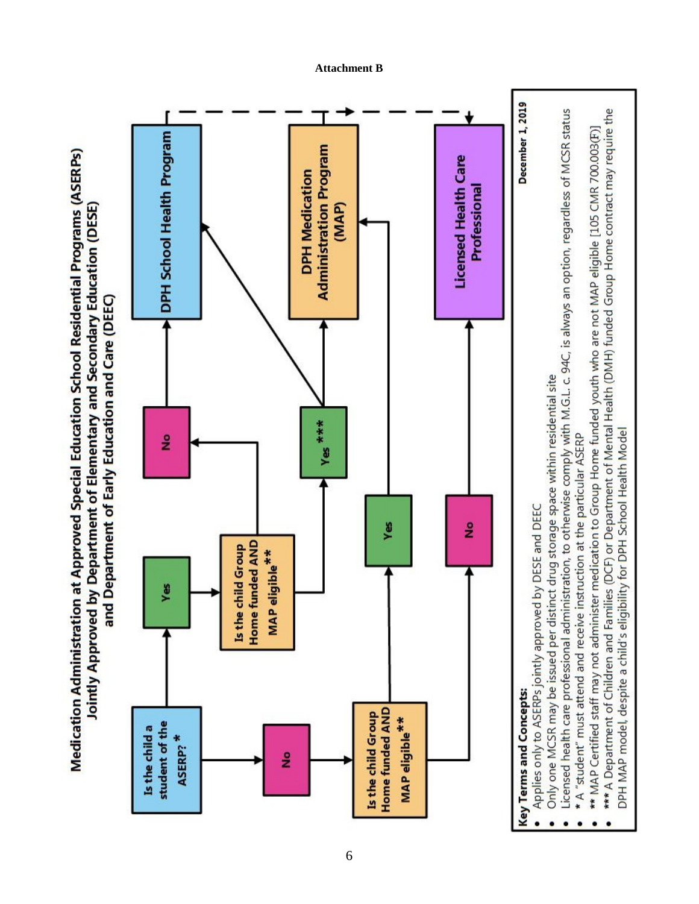**Attachment B**

## Medication Administration at Approved Special Education School Residential Programs (ASERPs) Jointly Approved by Department of Elementary and Secondary Education (DESE) and Department of Early Education and Care (DEEC)

Is the child a student of the ASERP? *

Yes

No

Is the child Group Home funded AND MAP eligible **

Is the child Group Home funded AND MAP eligible **

No

Yes ***

Yes

No

DPH School Health Program

DPH Medication Administration Program (MAP)

Licensed Health Care Professional

**Key Terms and Concepts:**

December 1, 2019

- Applies only to ASERPs jointly approved by DESE and DEEC
- Only one MCSR may be issued per distinct drug storage space within residential site
- Licensed health care professional administration, to otherwise comply with M.G.L. c. 94C, is always an option, regardless of MCSR status
- * A "student" must attend and receive instruction at the particular ASERP
- ** MAP Certified staff may not administer medication to Group Home funded youth who are not MAP eligible [105 CMR 700.003(F)]
- *** A Department of Children and Families (DCF) or Department of Mental Health (DMH) funded Group Home contract may require the DPH MAP model, despite a child's eligibility for DPH School Health Model